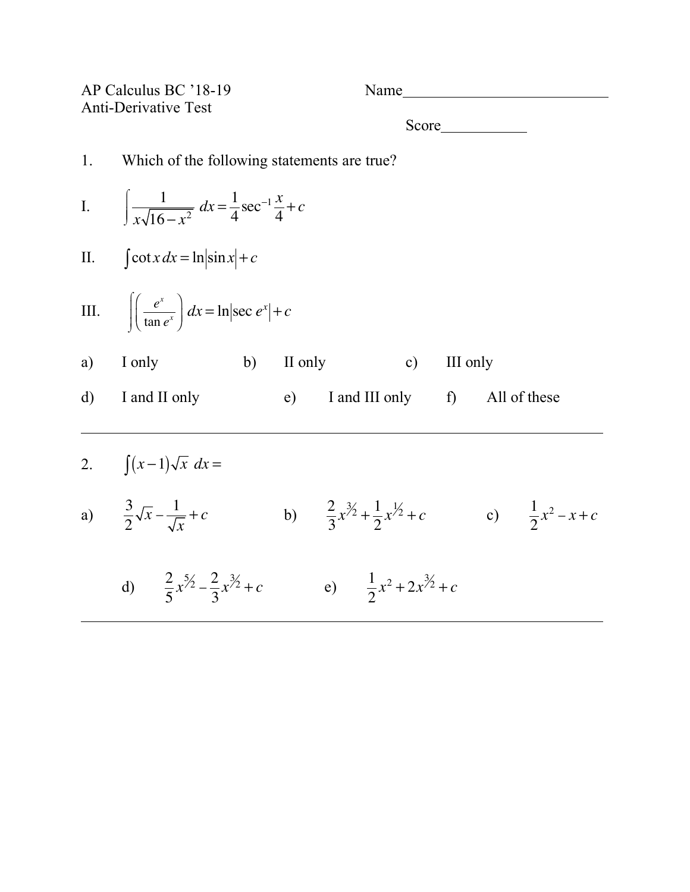AP Calculus BC '18-19

Anti-Derivative Test

Name___________________________

Score___________

1. Which of the following statements are true?

I. $\displaystyle\int \frac{1}{x\sqrt{16-x^2}}\,dx = \frac{1}{4}\sec^{-1}\frac{x}{4} + c$

II. $\displaystyle\int \cot x\,dx = \ln\left|\sin x\right| + c$

III. $\displaystyle\int \left(\frac{e^x}{\tan e^x}\right)dx = \ln\left|\sec e^x\right| + c$

a) I only  b) II only  c) III only

d) I and II only  e) I and III only  f) All of these

---

2. $\displaystyle\int (x-1)\sqrt{x}\,dx =$

a) $\dfrac{3}{2}\sqrt{x} - \dfrac{1}{\sqrt{x}} + c$  b) $\dfrac{2}{3}x^{3/2} + \dfrac{1}{2}x^{1/2} + c$  c) $\dfrac{1}{2}x^2 - x + c$

d) $\dfrac{2}{5}x^{5/2} - \dfrac{2}{3}x^{3/2} + c$  e) $\dfrac{1}{2}x^2 + 2x^{3/2} + c$

---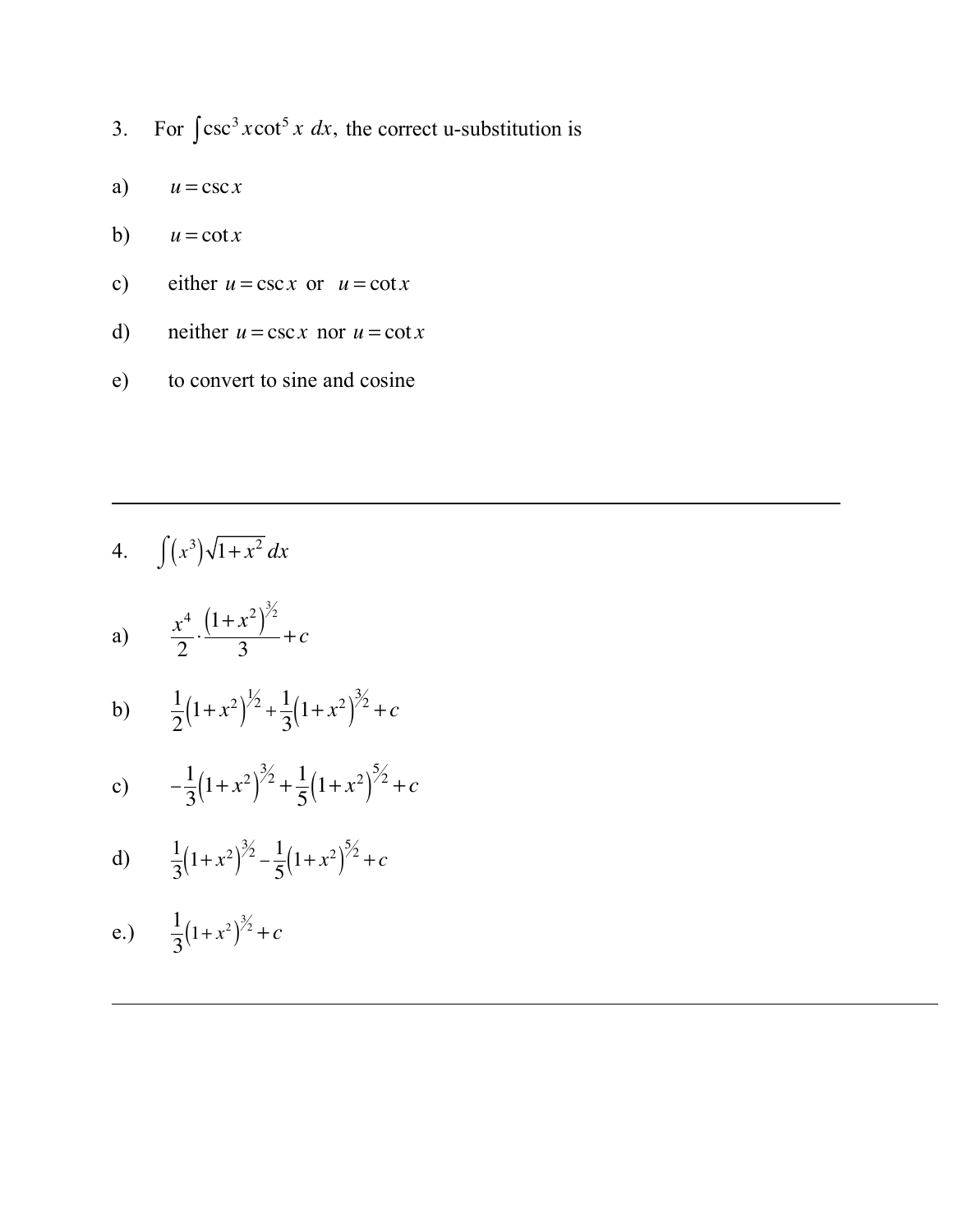3. For $\int \csc^3 x \cot^5 x \, dx$, the correct u-substitution is

a) $u = \csc x$

b) $u = \cot x$

c) either $u = \csc x$ or $u = \cot x$

d) neither $u = \csc x$ nor $u = \cot x$

e) to convert to sine and cosine

---

4. $\int (x^3)\sqrt{1+x^2}\, dx$

a) $\dfrac{x^4}{2} \cdot \dfrac{(1+x^2)^{3/2}}{3} + c$

b) $\dfrac{1}{2}(1+x^2)^{1/2} + \dfrac{1}{3}(1+x^2)^{3/2} + c$

c) $-\dfrac{1}{3}(1+x^2)^{3/2} + \dfrac{1}{5}(1+x^2)^{5/2} + c$

d) $\dfrac{1}{3}(1+x^2)^{3/2} - \dfrac{1}{5}(1+x^2)^{5/2} + c$

e.) $\dfrac{1}{3}(1+x^2)^{3/2} + c$

---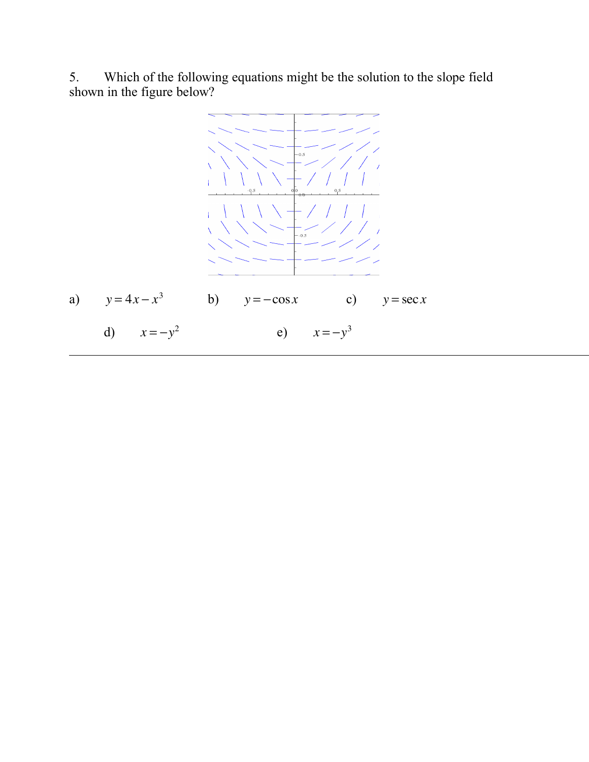5. Which of the following equations might be the solution to the slope field shown in the figure below?

a) $y = 4x - x^3$ b) $y = -\cos x$ c) $y = \sec x$

d) $x = -y^2$ e) $x = -y^3$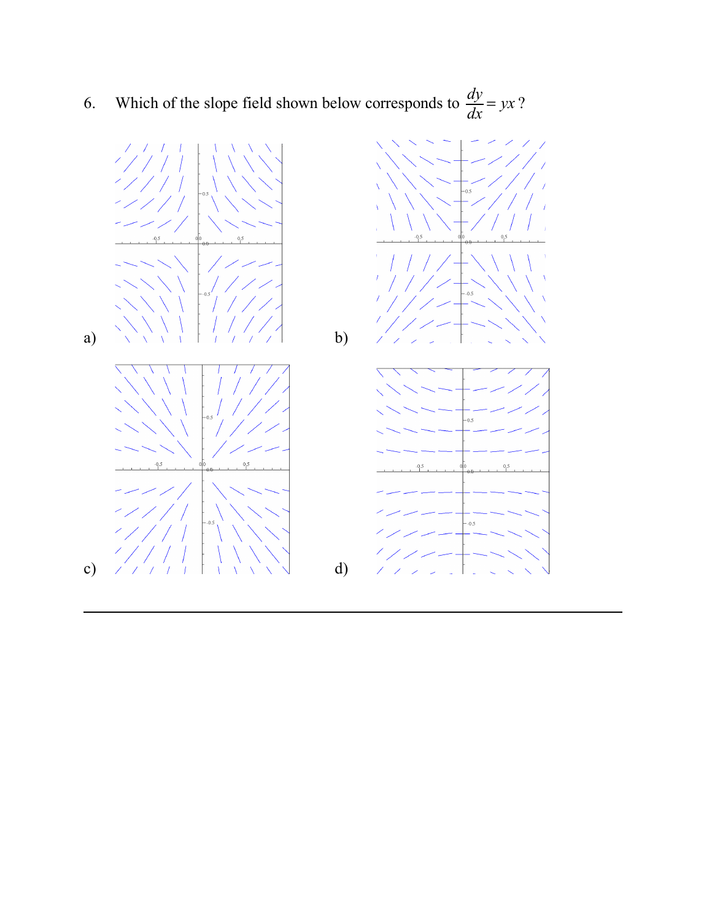6. Which of the slope field shown below corresponds to $\frac{dy}{dx} = yx$?

a)

b)

c)

d)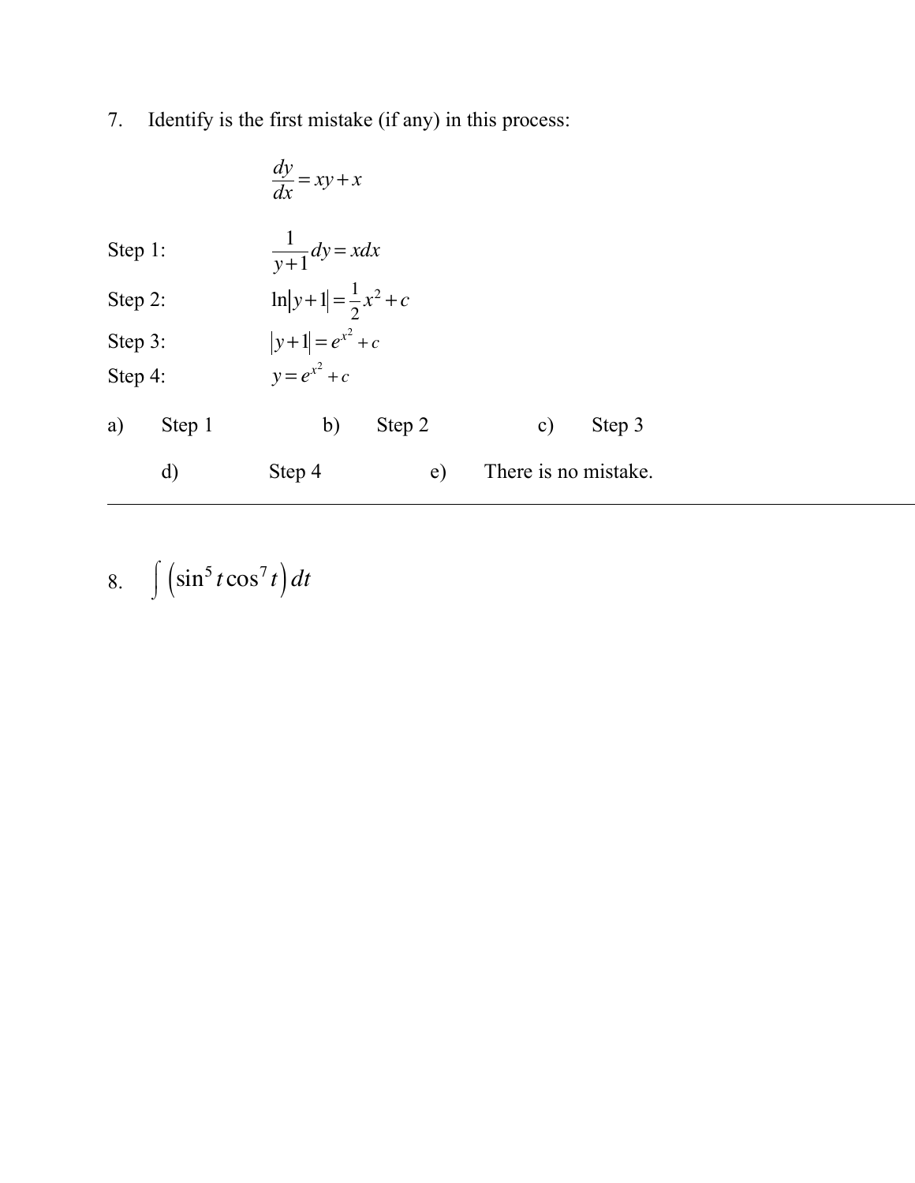7. Identify is the first mistake (if any) in this process:

$$\frac{dy}{dx} = xy + x$$

Step 1: $\frac{1}{y+1} dy = x dx$

Step 2: $\ln|y+1| = \frac{1}{2}x^2 + c$

Step 3: $|y+1| = e^{x^2} + c$

Step 4: $y = e^{x^2} + c$

a) Step 1 b) Step 2 c) Step 3

d) Step 4 e) There is no mistake.

---

8. $\int \left(\sin^5 t \cos^7 t\right) dt$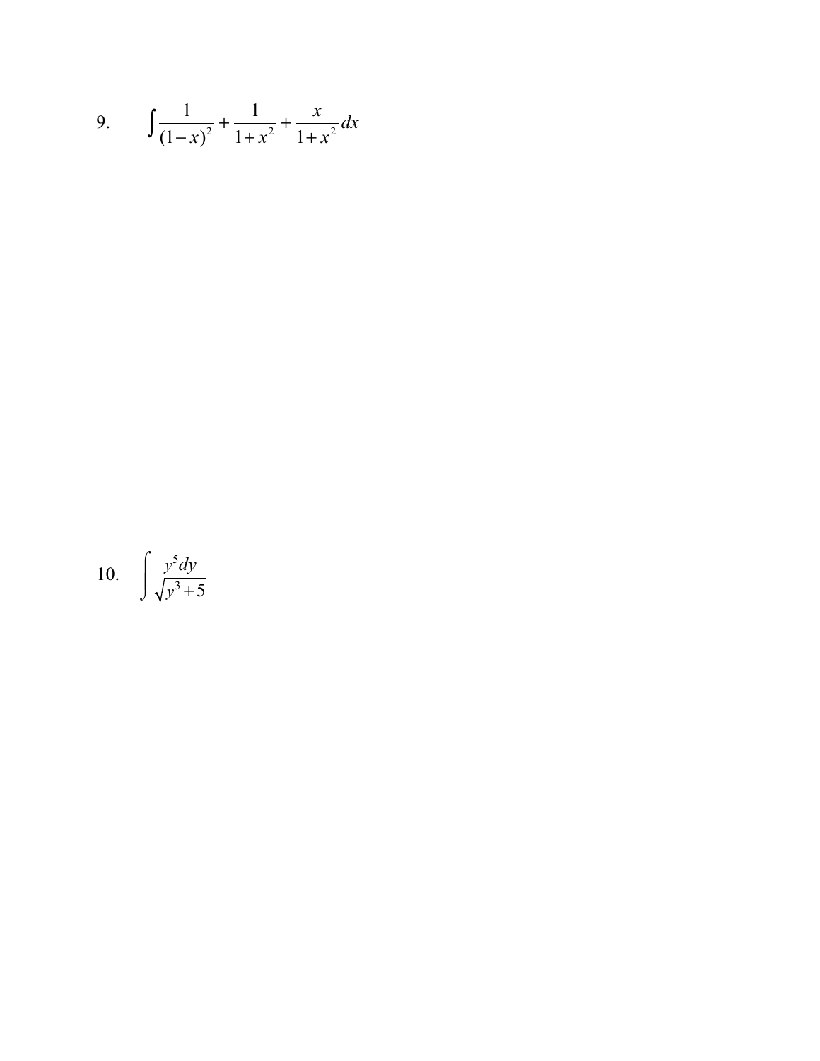9. $\displaystyle\int \frac{1}{(1-x)^2} + \frac{1}{1+x^2} + \frac{x}{1+x^2}\,dx$

10. $\displaystyle\int \frac{y^5 dy}{\sqrt{y^3+5}}$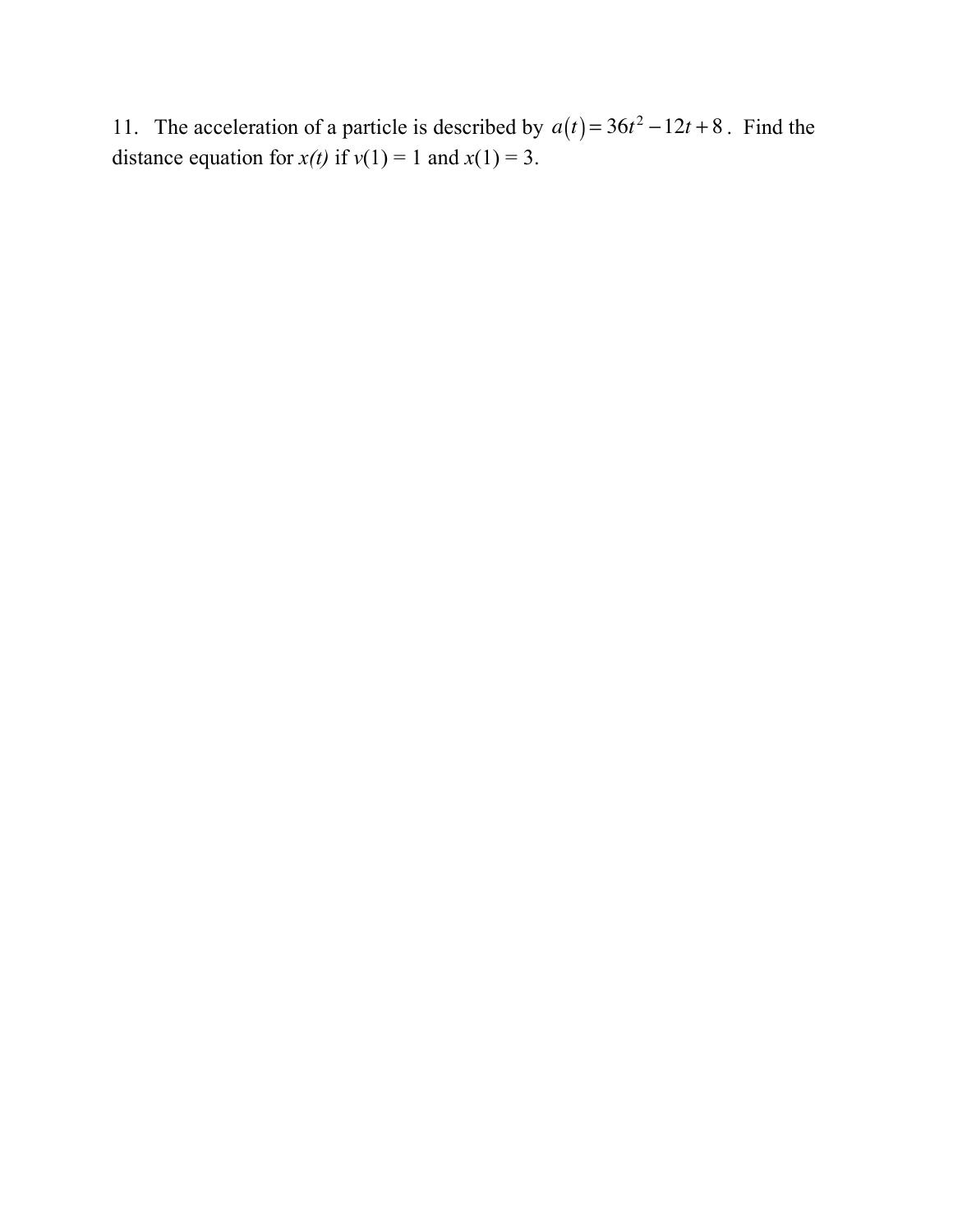11. The acceleration of a particle is described by $a(t) = 36t^2 - 12t + 8$. Find the distance equation for $x(t)$ if $v(1) = 1$ and $x(1) = 3$.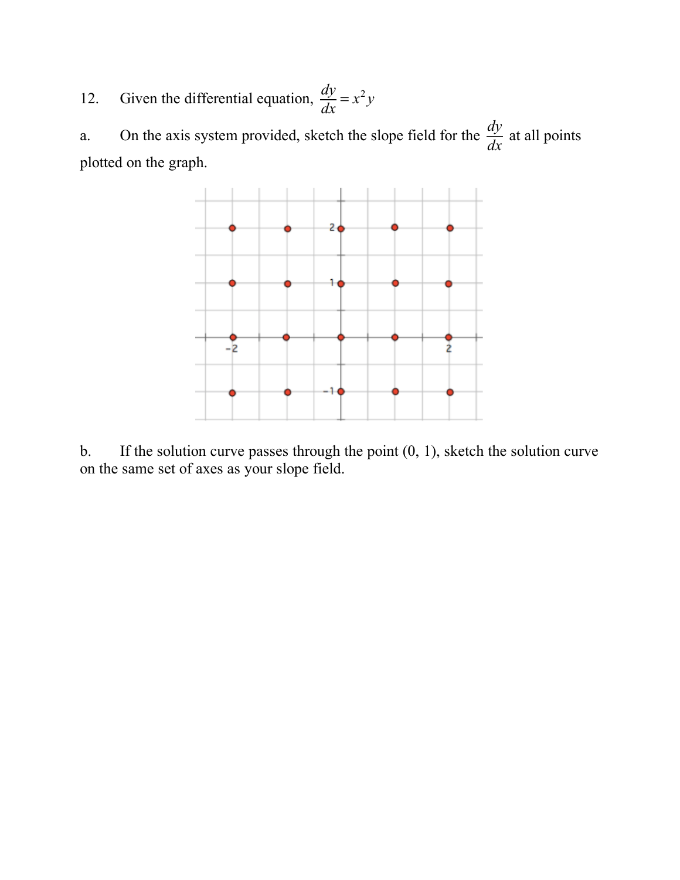12. Given the differential equation, $\frac{dy}{dx} = x^2 y$

a. On the axis system provided, sketch the slope field for the $\frac{dy}{dx}$ at all points plotted on the graph.

b. If the solution curve passes through the point (0, 1), sketch the solution curve on the same set of axes as your slope field.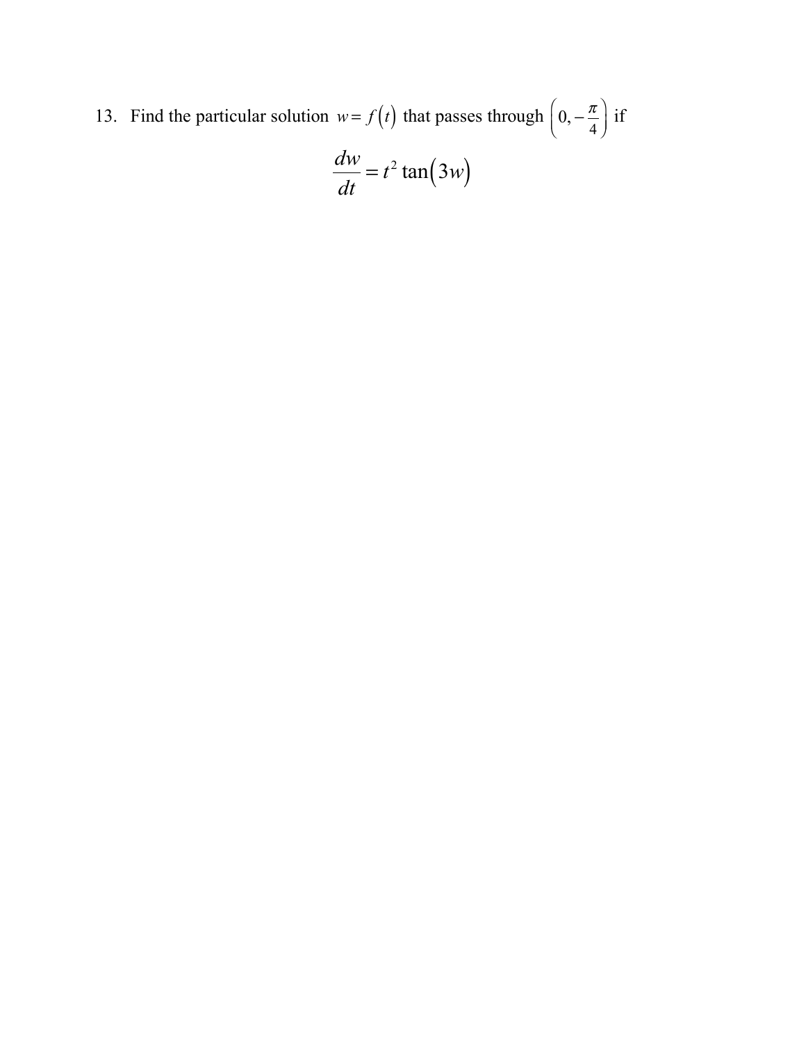13. Find the particular solution $w = f(t)$ that passes through $\left(0, -\frac{\pi}{4}\right)$ if

$$\frac{dw}{dt} = t^2 \tan(3w)$$